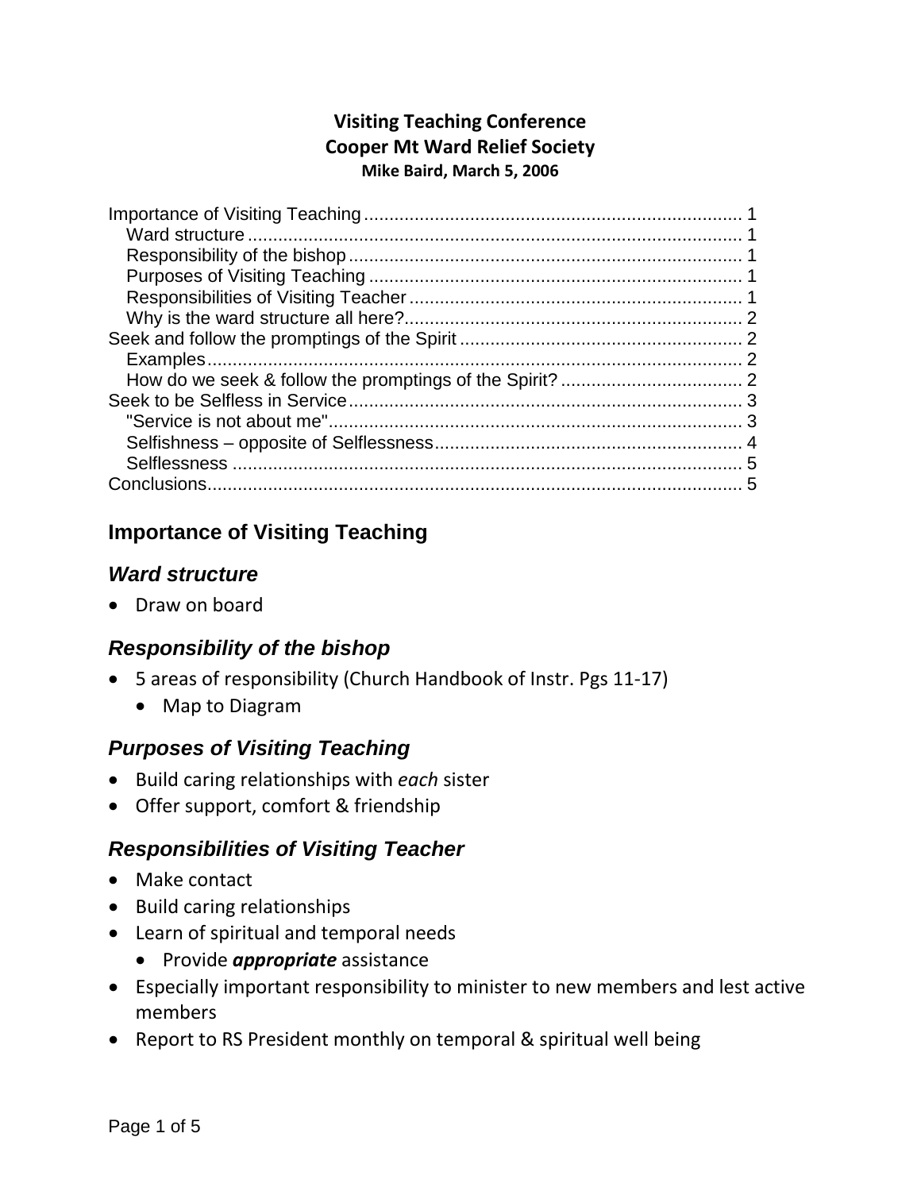**Visiting Teaching Conference**
**Cooper Mt Ward Relief Society**
**Mike Baird, March 5, 2006**

Importance of Visiting Teaching ........................................................................ 1
  Ward structure ............................................................................................ 1
  Responsibility of the bishop ........................................................................ 1
  Purposes of Visiting Teaching .................................................................... 1
  Responsibilities of Visiting Teacher ............................................................ 1
  Why is the ward structure all here? ............................................................ 2
Seek and follow the promptings of the Spirit ..................................................... 2
  Examples .................................................................................................... 2
  How do we seek & follow the promptings of the Spirit? .............................. 2
Seek to be Selfless in Service ........................................................................... 3
  "Service is not about me" ........................................................................... 3
  Selfishness – opposite of Selflessness ....................................................... 4
  Selflessness ............................................................................................... 5
Conclusions ....................................................................................................... 5

## Importance of Visiting Teaching

### *Ward structure*

- Draw on board

### *Responsibility of the bishop*

- 5 areas of responsibility (Church Handbook of Instr. Pgs 11-17)
  - Map to Diagram

### *Purposes of Visiting Teaching*

- Build caring relationships with *each* sister
- Offer support, comfort & friendship

### *Responsibilities of Visiting Teacher*

- Make contact
- Build caring relationships
- Learn of spiritual and temporal needs
  - Provide ***appropriate*** assistance
- Especially important responsibility to minister to new members and lest active members
- Report to RS President monthly on temporal & spiritual well being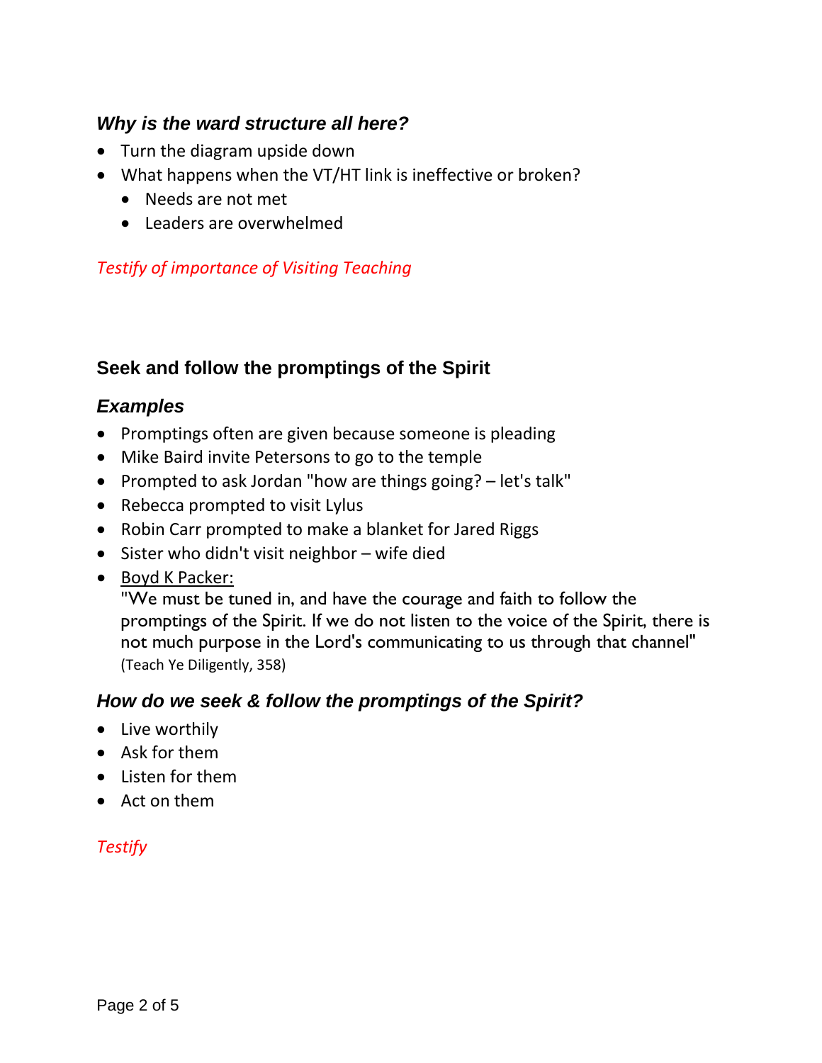### *Why is the ward structure all here?*

- Turn the diagram upside down
- What happens when the VT/HT link is ineffective or broken?
  - Needs are not met
  - Leaders are overwhelmed

*Testify of importance of Visiting Teaching*

## Seek and follow the promptings of the Spirit

### *Examples*

- Promptings often are given because someone is pleading
- Mike Baird invite Petersons to go to the temple
- Prompted to ask Jordan "how are things going? – let's talk"
- Rebecca prompted to visit Lylus
- Robin Carr prompted to make a blanket for Jared Riggs
- Sister who didn't visit neighbor – wife died
- <u>Boyd K Packer:</u>
  "We must be tuned in, and have the courage and faith to follow the promptings of the Spirit. If we do not listen to the voice of the Spirit, there is not much purpose in the Lord's communicating to us through that channel"
  (Teach Ye Diligently, 358)

### *How do we seek & follow the promptings of the Spirit?*

- Live worthily
- Ask for them
- Listen for them
- Act on them

*Testify*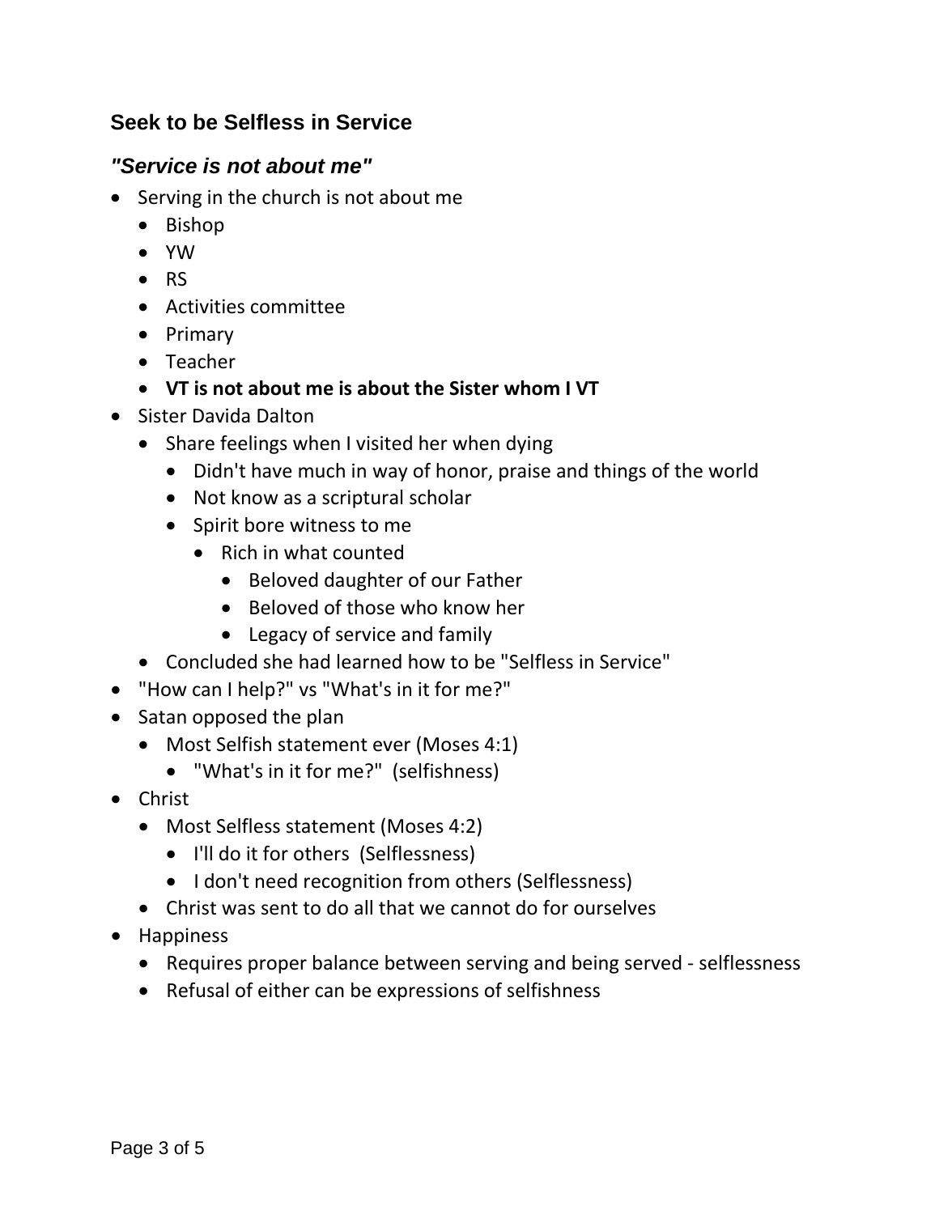## Seek to be Selfless in Service

### *"Service is not about me"*

- Serving in the church is not about me
  - Bishop
  - YW
  - RS
  - Activities committee
  - Primary
  - Teacher
  - **VT is not about me is about the Sister whom I VT**
- Sister Davida Dalton
  - Share feelings when I visited her when dying
    - Didn't have much in way of honor, praise and things of the world
    - Not know as a scriptural scholar
    - Spirit bore witness to me
      - Rich in what counted
        - Beloved daughter of our Father
        - Beloved of those who know her
        - Legacy of service and family
  - Concluded she had learned how to be "Selfless in Service"
- "How can I help?" vs "What's in it for me?"
- Satan opposed the plan
  - Most Selfish statement ever (Moses 4:1)
    - "What's in it for me?"  (selfishness)
- Christ
  - Most Selfless statement (Moses 4:2)
    - I'll do it for others  (Selflessness)
    - I don't need recognition from others (Selflessness)
  - Christ was sent to do all that we cannot do for ourselves
- Happiness
  - Requires proper balance between serving and being served - selflessness
  - Refusal of either can be expressions of selfishness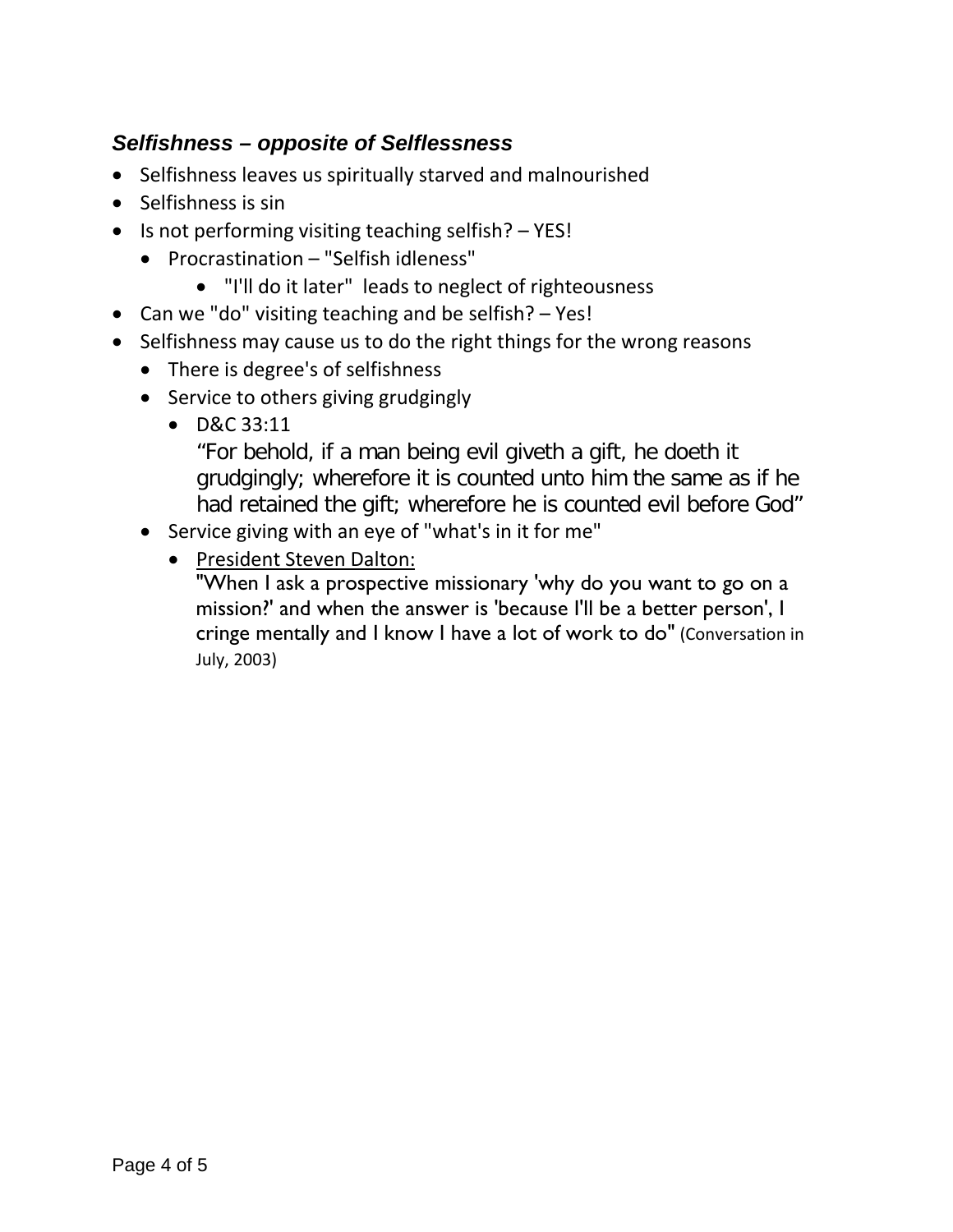### *Selfishness – opposite of Selflessness*

- Selfishness leaves us spiritually starved and malnourished
- Selfishness is sin
- Is not performing visiting teaching selfish? – YES!
  - Procrastination – "Selfish idleness"
    - "I'll do it later" leads to neglect of righteousness
- Can we "do" visiting teaching and be selfish? – Yes!
- Selfishness may cause us to do the right things for the wrong reasons
  - There is degree's of selfishness
  - Service to others giving grudgingly
    - D&C 33:11
      "For behold, if a man being evil giveth a gift, he doeth it grudgingly; wherefore it is counted unto him the same as if he had retained the gift; wherefore he is counted evil before God"
  - Service giving with an eye of "what's in it for me"
    - <u>President Steven Dalton:</u>
      "When I ask a prospective missionary 'why do you want to go on a mission?' and when the answer is 'because I'll be a better person', I cringe mentally and I know I have a lot of work to do" (Conversation in July, 2003)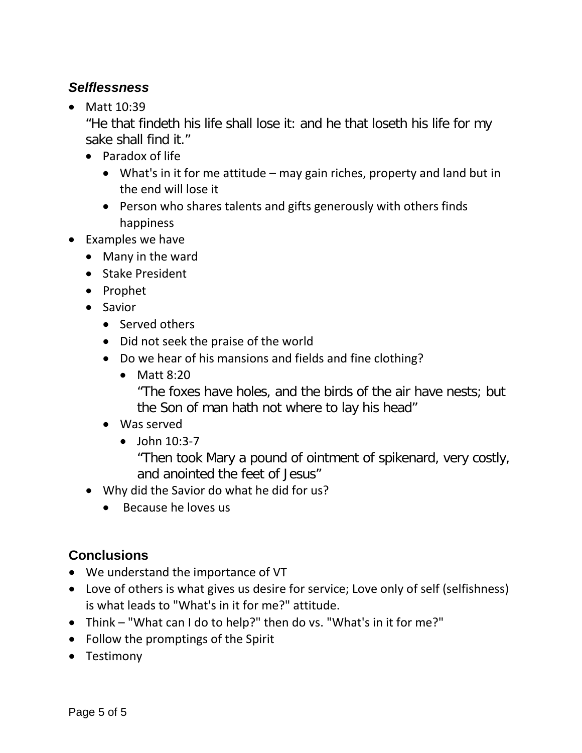### *Selflessness*

- Matt 10:39
  “He that findeth his life shall lose it: and he that loseth his life for my sake shall find it.”
  - Paradox of life
    - What's in it for me attitude – may gain riches, property and land but in the end will lose it
    - Person who shares talents and gifts generously with others finds happiness
- Examples we have
  - Many in the ward
  - Stake President
  - Prophet
  - Savior
    - Served others
    - Did not seek the praise of the world
    - Do we hear of his mansions and fields and fine clothing?
      - Matt 8:20
        “The foxes have holes, and the birds of the air have nests; but the Son of man hath not where to lay his head”
    - Was served
      - John 10:3-7
        “Then took Mary a pound of ointment of spikenard, very costly, and anointed the feet of Jesus”
  - Why did the Savior do what he did for us?
    - Because he loves us

### Conclusions

- We understand the importance of VT
- Love of others is what gives us desire for service; Love only of self (selfishness) is what leads to "What's in it for me?" attitude.
- Think – "What can I do to help?" then do vs. "What's in it for me?"
- Follow the promptings of the Spirit
- Testimony